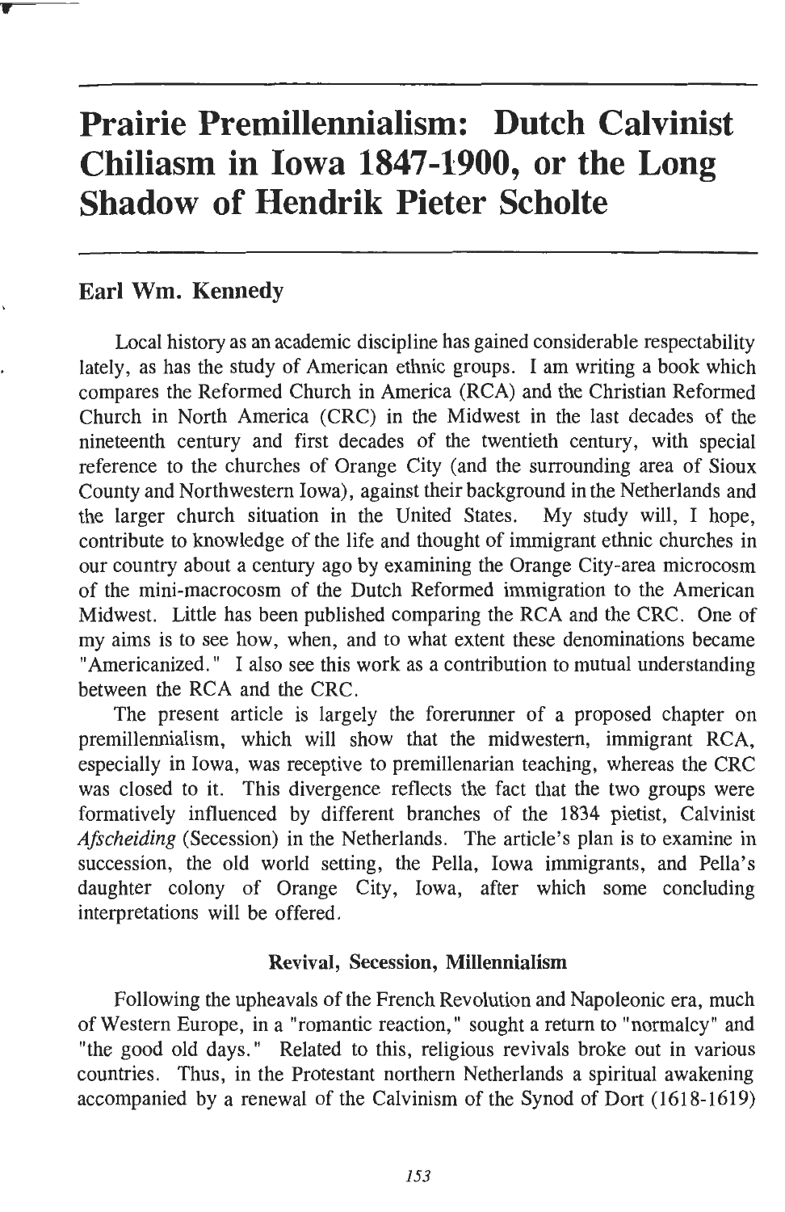# Prairie Premillennialism: Dutch Calvinist Chiliasm in Iowa 1847-1900, or the Long Shadow of Hendrik Pieter Scholte

## Earl Wm. Kennedy

Local history as an academic discipline has gained considerable respectability lately, as has the study of American ethnic groups. I am writing a book which compares the Reformed Church in America (RCA) and the Christian Reformed Church in North America (CRC) in the Midwest in the last decades of the nineteenth century and first decades of the twentieth century, with special reference to the churches of Orange City (and the surrounding area of Sioux County and Northwestern Iowa), against their background in the Netherlands and the larger church situation in the United States. My study will, I hope, contribute to knowledge of the life and thought of immigrant ethnic churches in our country about a century ago by examining the Orange City-area microcosm of the mini-macrocosm of the Dutch Reformed immigration to the American Midwest. Little has been published comparing the RCA and the CRC. One of my aims is to see how, when, and to what extent these denominations became "Americanized." I also see this work as a contribution to mutual understanding between the RCA and the CRC.

The present article is largely the forerunner of a proposed chapter on premillennialism, which will show that the midwestern, immigrant RCA, especially in Iowa, was receptive to premillenarian teaching, whereas the CRC was closed to it. This divergence reflects the fact that the two groups were formatively influenced by different branches of the 1834 pietist, Calvinist *Afscheiding* (Secession) in the Netherlands. The article's plan is to examine in succession, the old world setting, the Pella, Iowa immigrants, and Pella's daughter colony of Orange City, Iowa, after which some concluding interpretations will be offered.

### Revival, Secession, Millennialism

Following the upheavals of the French Revolution and Napoleonic era, much of Western Europe, in a "romantic reaction," sought a return to "normalcy" and "the good old days." Related to this, religious revivals broke out in various countries. Thus, in the Protestant northern Netherlands a spiritual awakening accompanied by a renewal of the Calvinism of the Synod of Dort (1618-1619)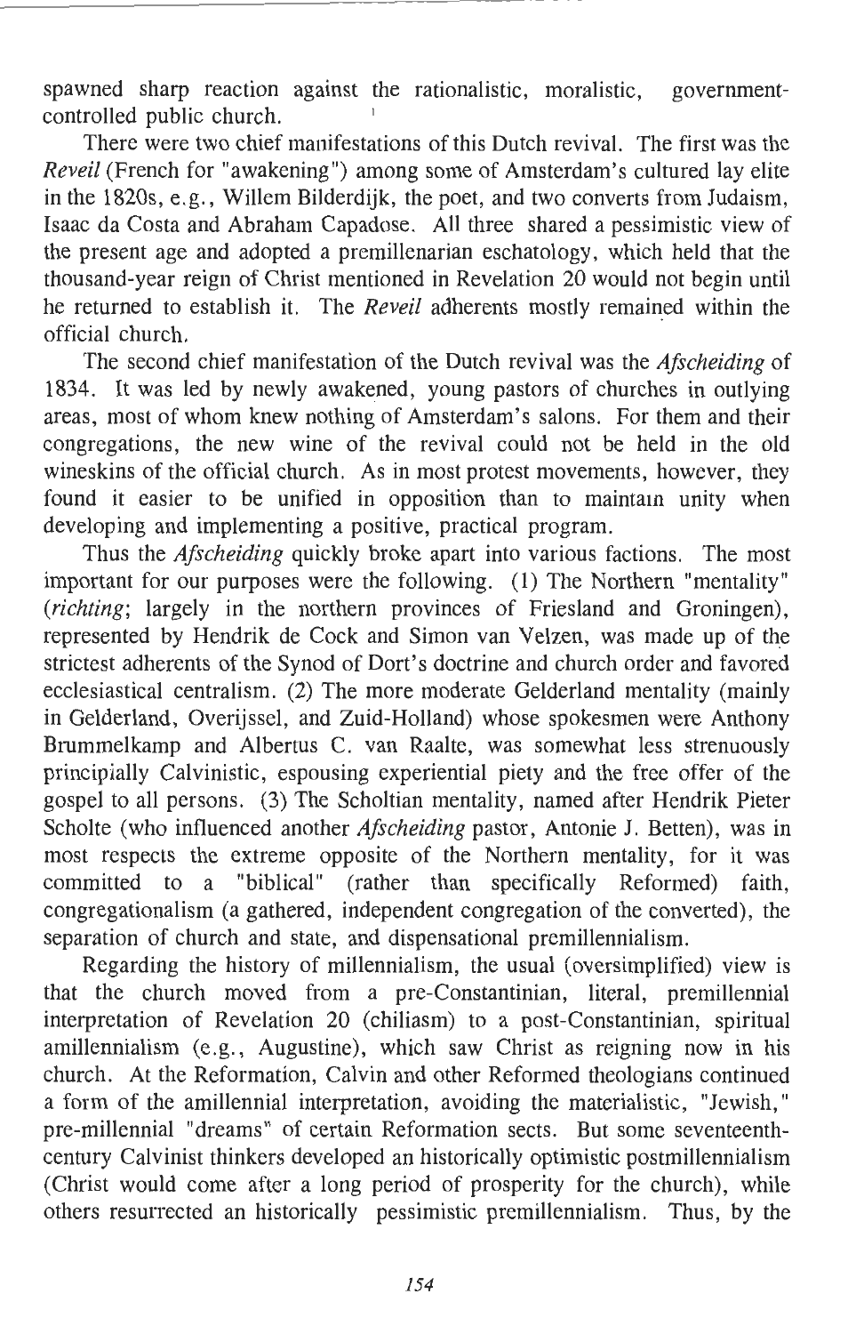spawned sharp reaction against the rationalistic, moralistic, government-controlled public church.

There were two chief manifestations of this Dutch revival. The first was the *Reveil* (French for "awakening") among some of Amsterdam's cultured lay elite in the 1820s, e.g., Willem Bilderdijk, the poet, and two converts from Judaism, Isaac da Costa and Abraham Capadose. All three shared a pessimistic view of the present age and adopted a premillenarian eschatology, which held that the thousand-year reign of Christ mentioned in Revelation 20 would not begin until he returned to establish it. The *Reveil* adherents mostly remained within the official church.

The second chief manifestation of the Dutch revival was the *Afscheiding* of 1834. It was led by newly awakened, young pastors of churches in outlying areas, most of whom knew nothing of Amsterdam's salons. For them and their congregations, the new wine of the revival could not be held in the old wineskins of the official church. As in most protest movements, however, they found it easier to be unified in opposition than to maintain unity when developing and implementing a positive, practical program.

Thus the *Afscheiding* quickly broke apart into various factions. The most important for our purposes were the following. (1) The Northern "mentality" (*richting*; largely in the northern provinces of Friesland and Groningen), represented by Hendrik de Cock and Simon van Velzen, was made up of the strictest adherents of the Synod of Dort's doctrine and church order and favored ecclesiastical centralism. (2) The more moderate Gelderland mentality (mainly in Gelderland, Overijssel, and Zuid-Holland) whose spokesmen were Anthony Brummelkamp and Albertus C. van Raalte, was somewhat less strenuously principially Calvinistic, espousing experiential piety and the free offer of the gospel to all persons. (3) The Scholtian mentality, named after Hendrik Pieter Scholte (who influenced another *Afscheiding* pastor, Antonie J. Betten), was in most respects the extreme opposite of the Northern mentality, for it was committed to a "biblical" (rather than specifically Reformed) faith, congregationalism (a gathered, independent congregation of the converted), the separation of church and state, and dispensational premillennialism.

Regarding the history of millennialism, the usual (oversimplified) view is that the church moved from a pre-Constantinian, literal, premillennial interpretation of Revelation 20 (chiliasm) to a post-Constantinian, spiritual amillennialism (e.g., Augustine), which saw Christ as reigning now in his church. At the Reformation, Calvin and other Reformed theologians continued a form of the amillennial interpretation, avoiding the materialistic, "Jewish," pre-millennial "dreams" of certain Reformation sects. But some seventeenth-century Calvinist thinkers developed an historically optimistic postmillennialism (Christ would come after a long period of prosperity for the church), while others resurrected an historically pessimistic premillennialism. Thus, by the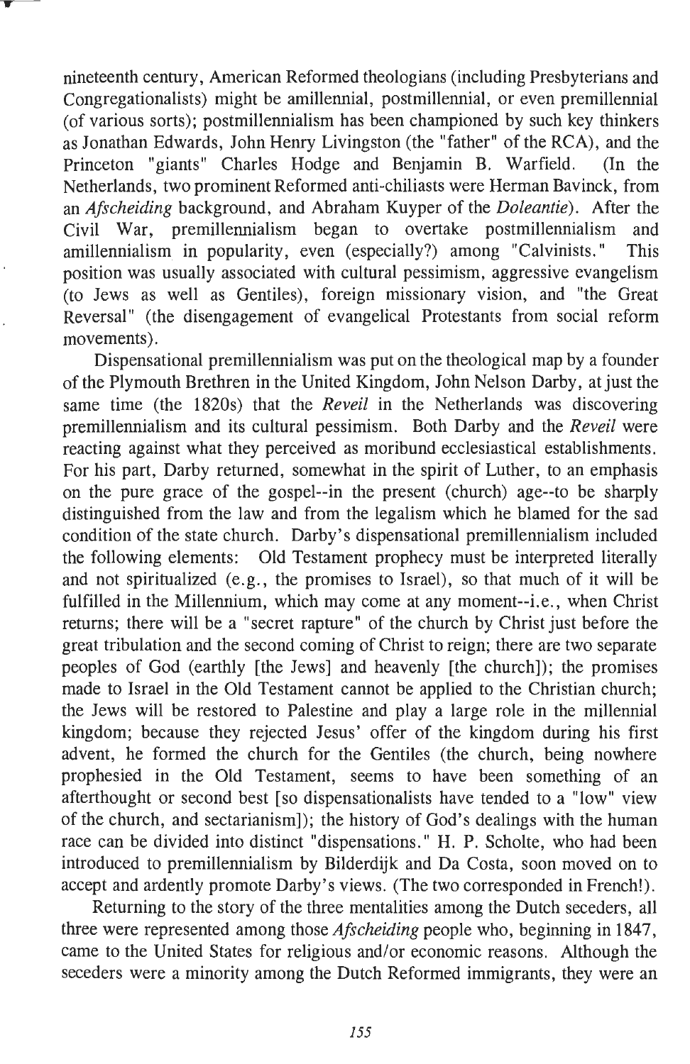nineteenth century, American Reformed theologians (including Presbyterians and Congregationalists) might be amillennial, postmillennial, or even premillennial (of various sorts); postmillennialism has been championed by such key thinkers as Jonathan Edwards, John Henry Livingston (the "father" of the RCA), and the Princeton "giants" Charles Hodge and Benjamin B. Warfield. (In the Netherlands, two prominent Reformed anti-chiliasts were Herman Bavinck, from an *Afscheiding* background, and Abraham Kuyper of the *Doleantie*). After the Civil War, premillennialism began to overtake postmillennialism and amillennialism in popularity, even (especially?) among "Calvinists." This position was usually associated with cultural pessimism, aggressive evangelism (to Jews as well as Gentiles), foreign missionary vision, and "the Great Reversal" (the disengagement of evangelical Protestants from social reform movements).

Dispensational premillennialism was put on the theological map by a founder of the Plymouth Brethren in the United Kingdom, John Nelson Darby, at just the same time (the 1820s) that the *Reveil* in the Netherlands was discovering premillennialism and its cultural pessimism. Both Darby and the *Reveil* were reacting against what they perceived as moribund ecclesiastical establishments. For his part, Darby returned, somewhat in the spirit of Luther, to an emphasis on the pure grace of the gospel--in the present (church) age--to be sharply distinguished from the law and from the legalism which he blamed for the sad condition of the state church. Darby's dispensational premillennialism included the following elements: Old Testament prophecy must be interpreted literally and not spiritualized (e.g., the promises to Israel), so that much of it will be fulfilled in the Millennium, which may come at any moment--i.e., when Christ returns; there will be a "secret rapture" of the church by Christ just before the great tribulation and the second coming of Christ to reign; there are two separate peoples of God (earthly [the Jews] and heavenly [the church]); the promises made to Israel in the Old Testament cannot be applied to the Christian church; the Jews will be restored to Palestine and play a large role in the millennial kingdom; because they rejected Jesus' offer of the kingdom during his first advent, he formed the church for the Gentiles (the church, being nowhere prophesied in the Old Testament, seems to have been something of an afterthought or second best [so dispensationalists have tended to a "low" view of the church, and sectarianism]); the history of God's dealings with the human race can be divided into distinct "dispensations." H. P. Scholte, who had been introduced to premillennialism by Bilderdijk and Da Costa, soon moved on to accept and ardently promote Darby's views. (The two corresponded in French!).

Returning to the story of the three mentalities among the Dutch seceders, all three were represented among those *Afscheiding* people who, beginning in 1847, came to the United States for religious and/or economic reasons. Although the seceders were a minority among the Dutch Reformed immigrants, they were an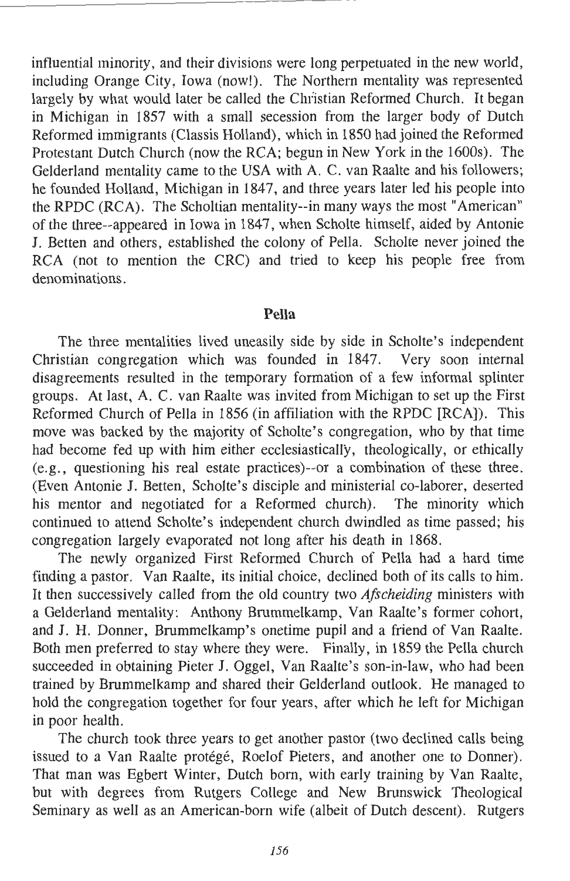influential minority, and their divisions were long perpetuated in the new world, including Orange City, Iowa (now!). The Northern mentality was represented largely by what would later be called the Christian Reformed Church. It began in Michigan in 1857 with a small secession from the larger body of Dutch Reformed immigrants (Classis Holland), which in 1850 had joined the Reformed Protestant Dutch Church (now the RCA; begun in New York in the 1600s). The Gelderland mentality came to the USA with A. C. van Raalte and his followers; he founded Holland, Michigan in 1847, and three years later led his people into the RPDC (RCA). The Scholtian mentality--in many ways the most "American" of the three--appeared in Iowa in 1847, when Scholte himself, aided by Antonie J. Betten and others, established the colony of Pella. Scholte never joined the RCA (not to mention the CRC) and tried to keep his people free from denominations.

## Pella

The three mentalities lived uneasily side by side in Scholte's independent Christian congregation which was founded in 1847. Very soon internal disagreements resulted in the temporary formation of a few informal splinter groups. At last, A. C. van Raalte was invited from Michigan to set up the First Reformed Church of Pella in 1856 (in affiliation with the RPDC [RCA]). This move was backed by the majority of Scholte's congregation, who by that time had become fed up with him either ecclesiastically, theologically, or ethically (e.g., questioning his real estate practices)--or a combination of these three. (Even Antonie J. Betten, Scholte's disciple and ministerial co-laborer, deserted his mentor and negotiated for a Reformed church). The minority which continued to attend Scholte's independent church dwindled as time passed; his congregation largely evaporated not long after his death in 1868.

The newly organized First Reformed Church of Pella had a hard time finding a pastor. Van Raalte, its initial choice, declined both of its calls to him. It then successively called from the old country two *Afscheiding* ministers with a Gelderland mentality: Anthony Brummelkamp, Van Raalte's former cohort, and J. H. Donner, Brummelkamp's onetime pupil and a friend of Van Raalte. Both men preferred to stay where they were. Finally, in 1859 the Pella church succeeded in obtaining Pieter J. Oggel, Van Raalte's son-in-law, who had been trained by Brummelkamp and shared their Gelderland outlook. He managed to hold the congregation together for four years, after which he left for Michigan in poor health.

The church took three years to get another pastor (two declined calls being issued to a Van Raalte protégé, Roelof Pieters, and another one to Donner). That man was Egbert Winter, Dutch born, with early training by Van Raalte, but with degrees from Rutgers College and New Brunswick Theological Seminary as well as an American-born wife (albeit of Dutch descent). Rutgers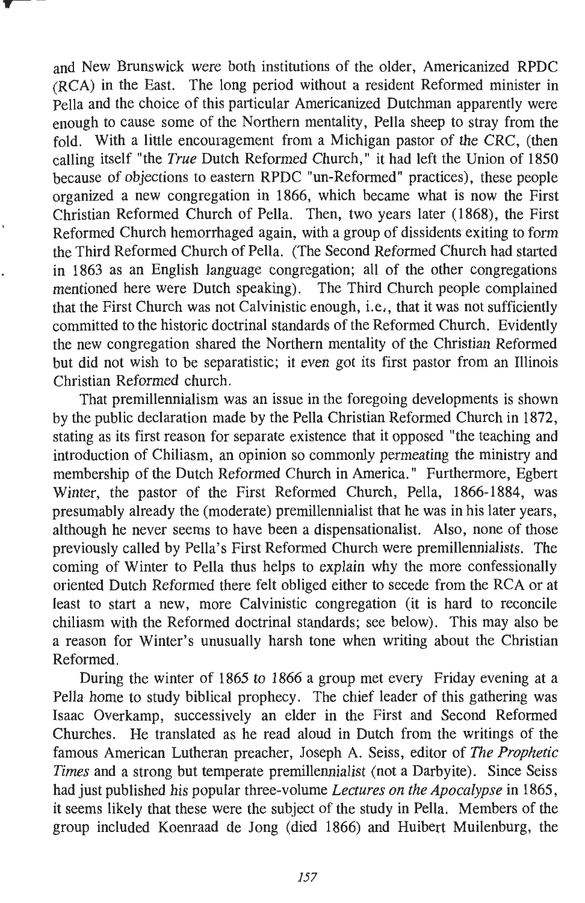and New Brunswick were both institutions of the older, Americanized RPDC (RCA) in the East. The long period without a resident Reformed minister in Pella and the choice of this particular Americanized Dutchman apparently were enough to cause some of the Northern mentality, Pella sheep to stray from the fold. With a little encouragement from a Michigan pastor of the CRC, (then calling itself "the *True* Dutch Reformed Church," it had left the Union of 1850 because of objections to eastern RPDC "un-Reformed" practices), these people organized a new congregation in 1866, which became what is now the First Christian Reformed Church of Pella. Then, two years later (1868), the First Reformed Church hemorrhaged again, with a group of dissidents exiting to form the Third Reformed Church of Pella. (The Second Reformed Church had started in 1863 as an English language congregation; all of the other congregations mentioned here were Dutch speaking). The Third Church people complained that the First Church was not Calvinistic enough, i.e., that it was not sufficiently committed to the historic doctrinal standards of the Reformed Church. Evidently the new congregation shared the Northern mentality of the Christian Reformed but did not wish to be separatistic; it even got its first pastor from an Illinois Christian Reformed church.

That premillennialism was an issue in the foregoing developments is shown by the public declaration made by the Pella Christian Reformed Church in 1872, stating as its first reason for separate existence that it opposed "the teaching and introduction of Chiliasm, an opinion so commonly permeating the ministry and membership of the Dutch Reformed Church in America." Furthermore, Egbert Winter, the pastor of the First Reformed Church, Pella, 1866-1884, was presumably already the (moderate) premillennialist that he was in his later years, although he never seems to have been a dispensationalist. Also, none of those previously called by Pella's First Reformed Church were premillennialists. The coming of Winter to Pella thus helps to explain why the more confessionally oriented Dutch Reformed there felt obliged either to secede from the RCA or at least to start a new, more Calvinistic congregation (it is hard to reconcile chiliasm with the Reformed doctrinal standards; see below). This may also be a reason for Winter's unusually harsh tone when writing about the Christian Reformed.

During the winter of 1865 to 1866 a group met every Friday evening at a Pella home to study biblical prophecy. The chief leader of this gathering was Isaac Overkamp, successively an elder in the First and Second Reformed Churches. He translated as he read aloud in Dutch from the writings of the famous American Lutheran preacher, Joseph A. Seiss, editor of *The Prophetic Times* and a strong but temperate premillennialist (not a Darbyite). Since Seiss had just published his popular three-volume *Lectures on the Apocalypse* in 1865, it seems likely that these were the subject of the study in Pella. Members of the group included Koenraad de Jong (died 1866) and Huibert Muilenburg, the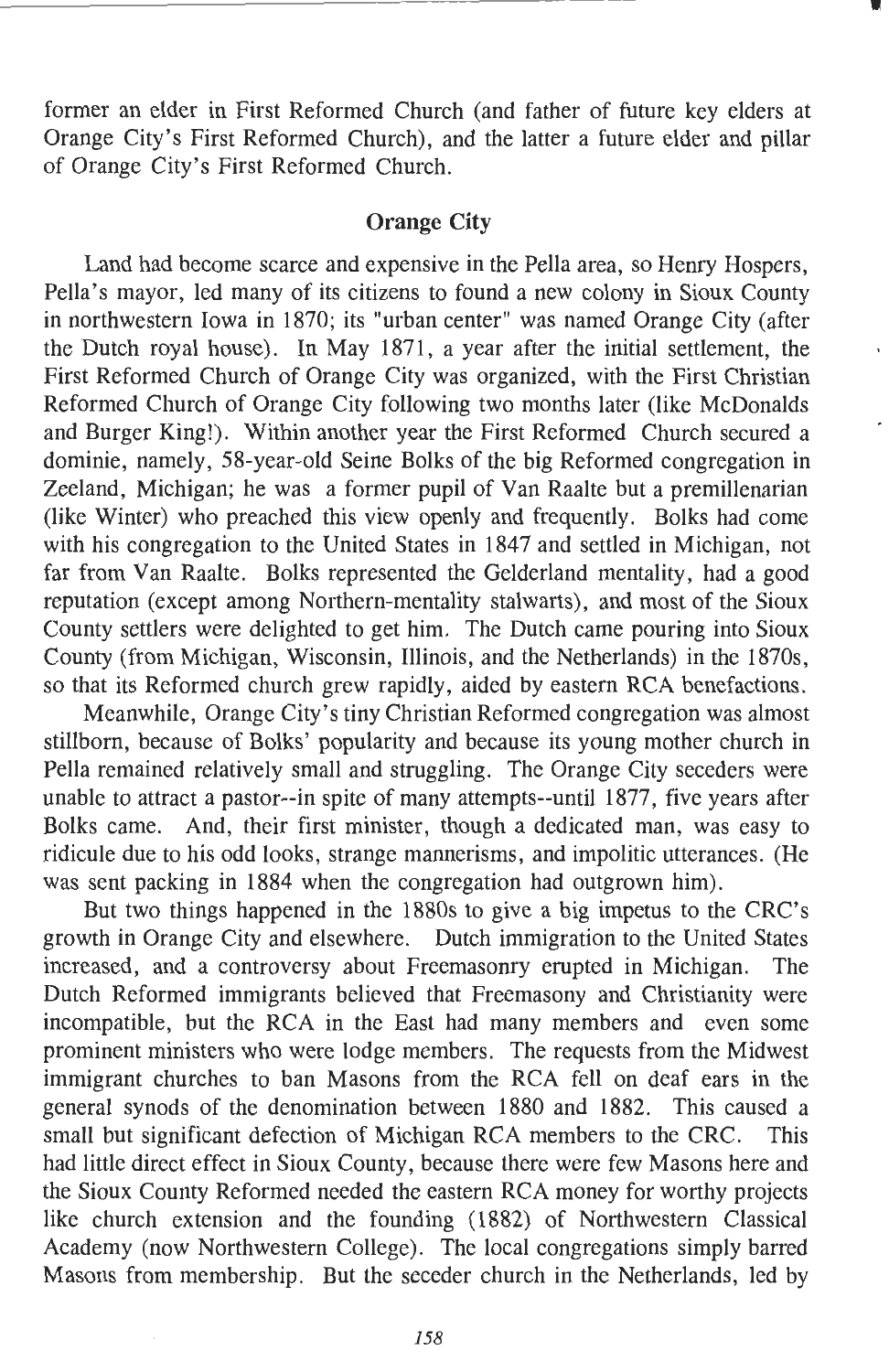former an elder in First Reformed Church (and father of future key elders at Orange City's First Reformed Church), and the latter a future elder and pillar of Orange City's First Reformed Church.

## Orange City

Land had become scarce and expensive in the Pella area, so Henry Hospers, Pella's mayor, led many of its citizens to found a new colony in Sioux County in northwestern Iowa in 1870; its "urban center" was named Orange City (after the Dutch royal house). In May 1871, a year after the initial settlement, the First Reformed Church of Orange City was organized, with the First Christian Reformed Church of Orange City following two months later (like McDonalds and Burger King!). Within another year the First Reformed Church secured a dominie, namely, 58-year-old Seine Bolks of the big Reformed congregation in Zeeland, Michigan; he was a former pupil of Van Raalte but a premillenarian (like Winter) who preached this view openly and frequently. Bolks had come with his congregation to the United States in 1847 and settled in Michigan, not far from Van Raalte. Bolks represented the Gelderland mentality, had a good reputation (except among Northern-mentality stalwarts), and most of the Sioux County settlers were delighted to get him. The Dutch came pouring into Sioux County (from Michigan, Wisconsin, Illinois, and the Netherlands) in the 1870s, so that its Reformed church grew rapidly, aided by eastern RCA benefactions.

Meanwhile, Orange City's tiny Christian Reformed congregation was almost stillborn, because of Bolks' popularity and because its young mother church in Pella remained relatively small and struggling. The Orange City seceders were unable to attract a pastor--in spite of many attempts--until 1877, five years after Bolks came. And, their first minister, though a dedicated man, was easy to ridicule due to his odd looks, strange mannerisms, and impolitic utterances. (He was sent packing in 1884 when the congregation had outgrown him).

But two things happened in the 1880s to give a big impetus to the CRC's growth in Orange City and elsewhere. Dutch immigration to the United States increased, and a controversy about Freemasonry erupted in Michigan. The Dutch Reformed immigrants believed that Freemasony and Christianity were incompatible, but the RCA in the East had many members and even some prominent ministers who were lodge members. The requests from the Midwest immigrant churches to ban Masons from the RCA fell on deaf ears in the general synods of the denomination between 1880 and 1882. This caused a small but significant defection of Michigan RCA members to the CRC. This had little direct effect in Sioux County, because there were few Masons here and the Sioux County Reformed needed the eastern RCA money for worthy projects like church extension and the founding (1882) of Northwestern Classical Academy (now Northwestern College). The local congregations simply barred Masons from membership. But the seceder church in the Netherlands, led by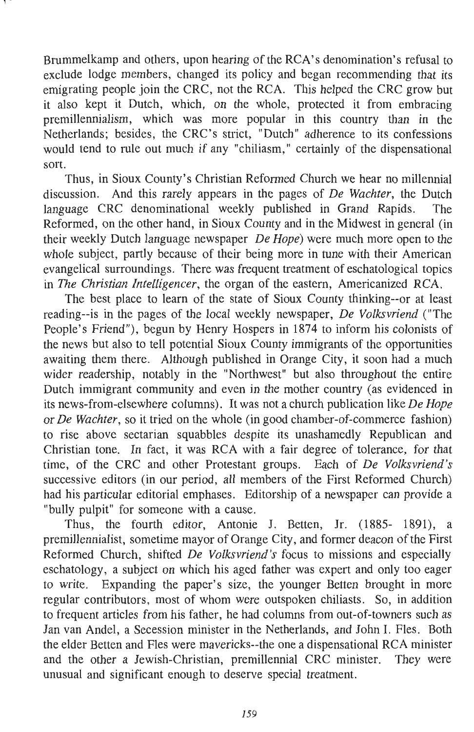Brummelkamp and others, upon hearing of the RCA's denomination's refusal to exclude lodge members, changed its policy and began recommending that its emigrating people join the CRC, not the RCA. This helped the CRC grow but it also kept it Dutch, which, on the whole, protected it from embracing premillennialism, which was more popular in this country than in the Netherlands; besides, the CRC's strict, "Dutch" adherence to its confessions would tend to rule out much if any "chiliasm," certainly of the dispensational sort.

Thus, in Sioux County's Christian Reformed Church we hear no millennial discussion. And this rarely appears in the pages of *De Wachter*, the Dutch language CRC denominational weekly published in Grand Rapids. The Reformed, on the other hand, in Sioux County and in the Midwest in general (in their weekly Dutch language newspaper *De Hope*) were much more open to the whole subject, partly because of their being more in tune with their American evangelical surroundings. There was frequent treatment of eschatological topics in *The Christian Intelligencer*, the organ of the eastern, Americanized RCA.

The best place to learn of the state of Sioux County thinking--or at least reading--is in the pages of the local weekly newspaper, *De Volksvriend* ("The People's Friend"), begun by Henry Hospers in 1874 to inform his colonists of the news but also to tell potential Sioux County immigrants of the opportunities awaiting them there. Although published in Orange City, it soon had a much wider readership, notably in the "Northwest" but also throughout the entire Dutch immigrant community and even in the mother country (as evidenced in its news-from-elsewhere columns). It was not a church publication like *De Hope* or *De Wachter*, so it tried on the whole (in good chamber-of-commerce fashion) to rise above sectarian squabbles despite its unashamedly Republican and Christian tone. In fact, it was RCA with a fair degree of tolerance, for that time, of the CRC and other Protestant groups. Each of *De Volksvriend's* successive editors (in our period, all members of the First Reformed Church) had his particular editorial emphases. Editorship of a newspaper can provide a "bully pulpit" for someone with a cause.

Thus, the fourth editor, Antonie J. Betten, Jr. (1885- 1891), a premillennialist, sometime mayor of Orange City, and former deacon of the First Reformed Church, shifted *De Volksvriend's* focus to missions and especially eschatology, a subject on which his aged father was expert and only too eager to write. Expanding the paper's size, the younger Betten brought in more regular contributors, most of whom were outspoken chiliasts. So, in addition to frequent articles from his father, he had columns from out-of-towners such as Jan van Andel, a Secession minister in the Netherlands, and John I. Fles. Both the elder Betten and Fles were mavericks--the one a dispensational RCA minister and the other a Jewish-Christian, premillennial CRC minister. They were unusual and significant enough to deserve special treatment.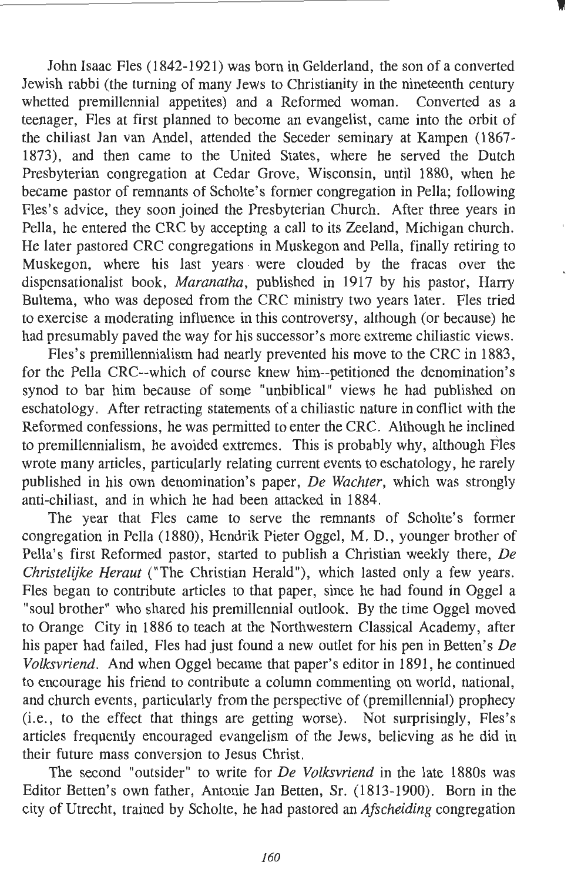John Isaac Fles (1842-1921) was born in Gelderland, the son of a converted Jewish rabbi (the turning of many Jews to Christianity in the nineteenth century whetted premillennial appetites) and a Reformed woman. Converted as a teenager, Fles at first planned to become an evangelist, came into the orbit of the chiliast Jan van Andel, attended the Seceder seminary at Kampen (1867-1873), and then came to the United States, where he served the Dutch Presbyterian congregation at Cedar Grove, Wisconsin, until 1880, when he became pastor of remnants of Scholte's former congregation in Pella; following Fles's advice, they soon joined the Presbyterian Church. After three years in Pella, he entered the CRC by accepting a call to its Zeeland, Michigan church. He later pastored CRC congregations in Muskegon and Pella, finally retiring to Muskegon, where his last years were clouded by the fracas over the dispensationalist book, *Maranatha*, published in 1917 by his pastor, Harry Bultema, who was deposed from the CRC ministry two years later. Fles tried to exercise a moderating influence in this controversy, although (or because) he had presumably paved the way for his successor's more extreme chiliastic views.

Fles's premillennialism had nearly prevented his move to the CRC in 1883, for the Pella CRC--which of course knew him--petitioned the denomination's synod to bar him because of some "unbiblical" views he had published on eschatology. After retracting statements of a chiliastic nature in conflict with the Reformed confessions, he was permitted to enter the CRC. Although he inclined to premillennialism, he avoided extremes. This is probably why, although Fles wrote many articles, particularly relating current events to eschatology, he rarely published in his own denomination's paper, *De Wachter*, which was strongly anti-chiliast, and in which he had been attacked in 1884.

The year that Fles came to serve the remnants of Scholte's former congregation in Pella (1880), Hendrik Pieter Oggel, M. D., younger brother of Pella's first Reformed pastor, started to publish a Christian weekly there, *De Christelijke Heraut* ("The Christian Herald"), which lasted only a few years. Fles began to contribute articles to that paper, since he had found in Oggel a "soul brother" who shared his premillennial outlook. By the time Oggel moved to Orange City in 1886 to teach at the Northwestern Classical Academy, after his paper had failed, Fles had just found a new outlet for his pen in Betten's *De Volksvriend*. And when Oggel became that paper's editor in 1891, he continued to encourage his friend to contribute a column commenting on world, national, and church events, particularly from the perspective of (premillennial) prophecy (i.e., to the effect that things are getting worse). Not surprisingly, Fles's articles frequently encouraged evangelism of the Jews, believing as he did in their future mass conversion to Jesus Christ.

The second "outsider" to write for *De Volksvriend* in the late 1880s was Editor Betten's own father, Antonie Jan Betten, Sr. (1813-1900). Born in the city of Utrecht, trained by Scholte, he had pastored an *Afscheiding* congregation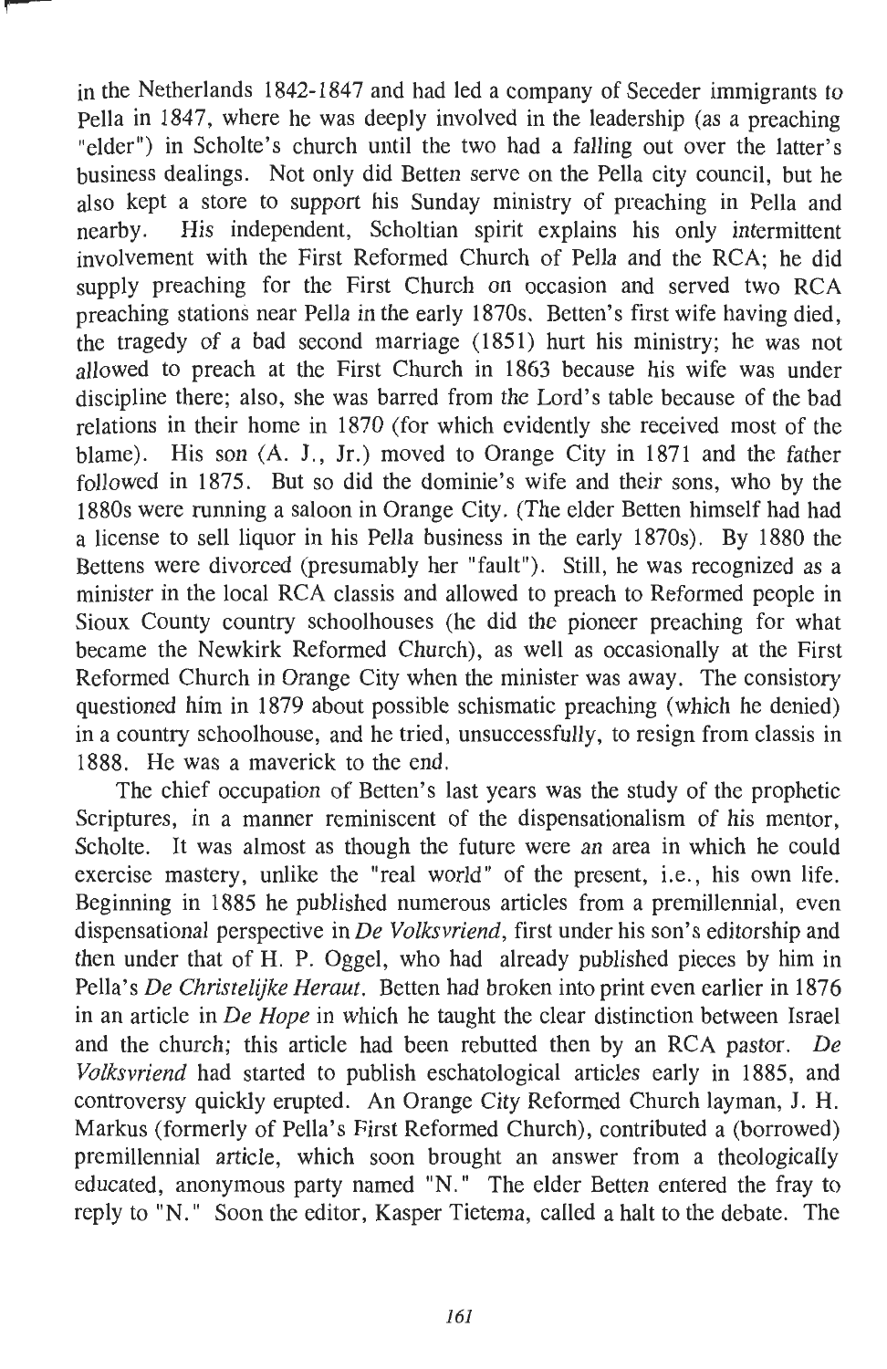in the Netherlands 1842-1847 and had led a company of Seceder immigrants to Pella in 1847, where he was deeply involved in the leadership (as a preaching "elder") in Scholte's church until the two had a falling out over the latter's business dealings. Not only did Betten serve on the Pella city council, but he also kept a store to support his Sunday ministry of preaching in Pella and nearby. His independent, Scholtian spirit explains his only intermittent involvement with the First Reformed Church of Pella and the RCA; he did supply preaching for the First Church on occasion and served two RCA preaching stations near Pella in the early 1870s. Betten's first wife having died, the tragedy of a bad second marriage (1851) hurt his ministry; he was not allowed to preach at the First Church in 1863 because his wife was under discipline there; also, she was barred from the Lord's table because of the bad relations in their home in 1870 (for which evidently she received most of the blame). His son (A. J., Jr.) moved to Orange City in 1871 and the father followed in 1875. But so did the dominie's wife and their sons, who by the 1880s were running a saloon in Orange City. (The elder Betten himself had had a license to sell liquor in his Pella business in the early 1870s). By 1880 the Bettens were divorced (presumably her "fault"). Still, he was recognized as a minister in the local RCA classis and allowed to preach to Reformed people in Sioux County country schoolhouses (he did the pioneer preaching for what became the Newkirk Reformed Church), as well as occasionally at the First Reformed Church in Orange City when the minister was away. The consistory questioned him in 1879 about possible schismatic preaching (which he denied) in a country schoolhouse, and he tried, unsuccessfully, to resign from classis in 1888. He was a maverick to the end.

The chief occupation of Betten's last years was the study of the prophetic Scriptures, in a manner reminiscent of the dispensationalism of his mentor, Scholte. It was almost as though the future were *an* area in which he could exercise mastery, unlike the "real world" of the present, i.e., his own life. Beginning in 1885 he published numerous articles from a premillennial, even dispensational perspective in *De Volksvriend*, first under his son's editorship and then under that of H. P. Oggel, who had already published pieces by him in Pella's *De Christelijke Heraut*. Betten had broken into print even earlier in 1876 in an article in *De Hope* in which he taught the clear distinction between Israel and the church; this article had been rebutted then by an RCA pastor. *De Volksvriend* had started to publish eschatological articles early in 1885, and controversy quickly erupted. An Orange City Reformed Church layman, J. H. Markus (formerly of Pella's First Reformed Church), contributed a (borrowed) premillennial article, which soon brought an answer from a theologically educated, anonymous party named "N." The elder Betten entered the fray to reply to "N." Soon the editor, Kasper Tietema, called a halt to the debate. The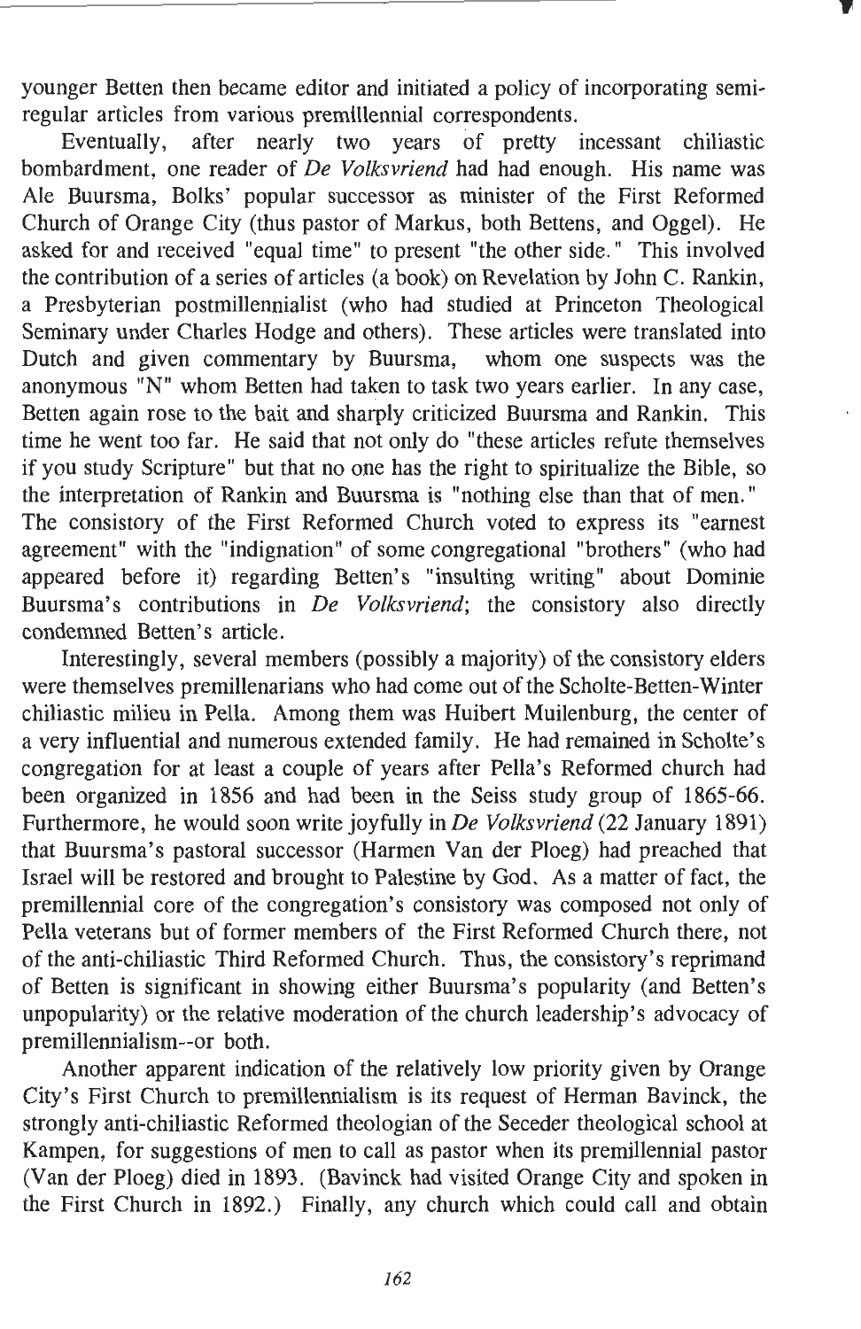younger Betten then became editor and initiated a policy of incorporating semi-regular articles from various premillennial correspondents.

Eventually, after nearly two years of pretty incessant chiliastic bombardment, one reader of *De Volksvriend* had had enough. His name was Ale Buursma, Bolks' popular successor as minister of the First Reformed Church of Orange City (thus pastor of Markus, both Bettens, and Oggel). He asked for and received "equal time" to present "the other side." This involved the contribution of a series of articles (a book) on Revelation by John C. Rankin, a Presbyterian postmillennialist (who had studied at Princeton Theological Seminary under Charles Hodge and others). These articles were translated into Dutch and given commentary by Buursma, whom one suspects was the anonymous "N" whom Betten had taken to task two years earlier. In any case, Betten again rose to the bait and sharply criticized Buursma and Rankin. This time he went too far. He said that not only do "these articles refute themselves if you study Scripture" but that no one has the right to spiritualize the Bible, so the interpretation of Rankin and Buursma is "nothing else than that of men." The consistory of the First Reformed Church voted to express its "earnest agreement" with the "indignation" of some congregational "brothers" (who had appeared before it) regarding Betten's "insulting writing" about Dominie Buursma's contributions in *De Volksvriend*; the consistory also directly condemned Betten's article.

Interestingly, several members (possibly a majority) of the consistory elders were themselves premillenarians who had come out of the Scholte-Betten-Winter chiliastic milieu in Pella. Among them was Huibert Muilenburg, the center of a very influential and numerous extended family. He had remained in Scholte's congregation for at least a couple of years after Pella's Reformed church had been organized in 1856 and had been in the Seiss study group of 1865-66. Furthermore, he would soon write joyfully in *De Volksvriend* (22 January 1891) that Buursma's pastoral successor (Harmen Van der Ploeg) had preached that Israel will be restored and brought to Palestine by God. As a matter of fact, the premillennial core of the congregation's consistory was composed not only of Pella veterans but of former members of the First Reformed Church there, not of the anti-chiliastic Third Reformed Church. Thus, the consistory's reprimand of Betten is significant in showing either Buursma's popularity (and Betten's unpopularity) or the relative moderation of the church leadership's advocacy of premillennialism--or both.

Another apparent indication of the relatively low priority given by Orange City's First Church to premillennialism is its request of Herman Bavinck, the strongly anti-chiliastic Reformed theologian of the Seceder theological school at Kampen, for suggestions of men to call as pastor when its premillennial pastor (Van der Ploeg) died in 1893. (Bavinck had visited Orange City and spoken in the First Church in 1892.) Finally, any church which could call and obtain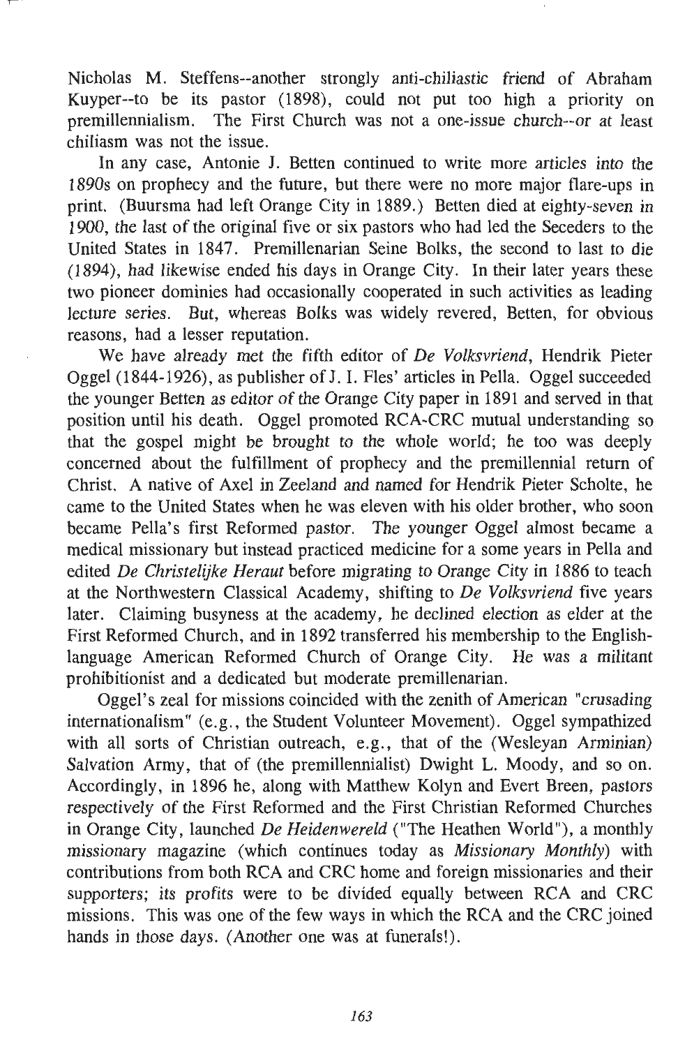Nicholas M. Steffens--another strongly anti-chiliastic friend of Abraham Kuyper--to be its pastor (1898), could not put too high a priority on premillennialism. The First Church was not a one-issue church--or at least chiliasm was not the issue.

In any case, Antonie J. Betten continued to write more articles into the 1890s on prophecy and the future, but there were no more major flare-ups in print. (Buursma had left Orange City in 1889.) Betten died at eighty-seven in 1900, the last of the original five or six pastors who had led the Seceders to the United States in 1847. Premillenarian Seine Bolks, the second to last to die (1894), had likewise ended his days in Orange City. In their later years these two pioneer dominies had occasionally cooperated in such activities as leading lecture series. But, whereas Bolks was widely revered, Betten, for obvious reasons, had a lesser reputation.

We have already met the fifth editor of *De Volksvriend*, Hendrik Pieter Oggel (1844-1926), as publisher of J. I. Fles' articles in Pella. Oggel succeeded the younger Betten as editor of the Orange City paper in 1891 and served in that position until his death. Oggel promoted RCA-CRC mutual understanding so that the gospel might be brought to the whole world; he too was deeply concerned about the fulfillment of prophecy and the premillennial return of Christ. A native of Axel in Zeeland and named for Hendrik Pieter Scholte, he came to the United States when he was eleven with his older brother, who soon became Pella's first Reformed pastor. The younger Oggel almost became a medical missionary but instead practiced medicine for a some years in Pella and edited *De Christelijke Heraut* before migrating to Orange City in 1886 to teach at the Northwestern Classical Academy, shifting to *De Volksvriend* five years later. Claiming busyness at the academy, he declined election as elder at the First Reformed Church, and in 1892 transferred his membership to the English-language American Reformed Church of Orange City. He was a militant prohibitionist and a dedicated but moderate premillenarian.

Oggel's zeal for missions coincided with the zenith of American "crusading internationalism" (e.g., the Student Volunteer Movement). Oggel sympathized with all sorts of Christian outreach, e.g., that of the (Wesleyan Arminian) Salvation Army, that of (the premillennialist) Dwight L. Moody, and so on. Accordingly, in 1896 he, along with Matthew Kolyn and Evert Breen, pastors respectively of the First Reformed and the First Christian Reformed Churches in Orange City, launched *De Heidenwereld* ("The Heathen World"), a monthly missionary magazine (which continues today as *Missionary Monthly*) with contributions from both RCA and CRC home and foreign missionaries and their supporters; its profits were to be divided equally between RCA and CRC missions. This was one of the few ways in which the RCA and the CRC joined hands in those days. (Another one was at funerals!).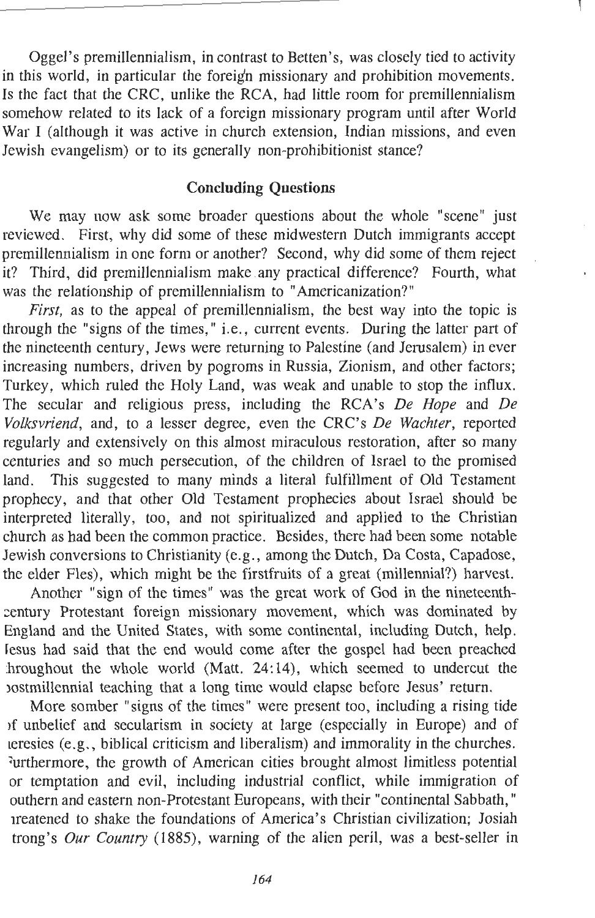Oggel's premillennialism, in contrast to Betten's, was closely tied to activity in this world, in particular the foreign missionary and prohibition movements. Is the fact that the CRC, unlike the RCA, had little room for premillennialism somehow related to its lack of a foreign missionary program until after World War I (although it was active in church extension, Indian missions, and even Jewish evangelism) or to its generally non-prohibitionist stance?

## Concluding Questions

We may now ask some broader questions about the whole "scene" just reviewed. First, why did some of these midwestern Dutch immigrants accept premillennialism in one form or another? Second, why did some of them reject it? Third, did premillennialism make any practical difference? Fourth, what was the relationship of premillennialism to "Americanization?"

*First,* as to the appeal of premillennialism, the best way into the topic is through the "signs of the times," i.e., current events. During the latter part of the nineteenth century, Jews were returning to Palestine (and Jerusalem) in ever increasing numbers, driven by pogroms in Russia, Zionism, and other factors; Turkey, which ruled the Holy Land, was weak and unable to stop the influx. The secular and religious press, including the RCA's *De Hope* and *De Volksvriend*, and, to a lesser degree, even the CRC's *De Wachter*, reported regularly and extensively on this almost miraculous restoration, after so many centuries and so much persecution, of the children of Israel to the promised land. This suggested to many minds a literal fulfillment of Old Testament prophecy, and that other Old Testament prophecies about Israel should be interpreted literally, too, and not spiritualized and applied to the Christian church as had been the common practice. Besides, there had been some notable Jewish conversions to Christianity (e.g., among the Dutch, Da Costa, Capadose, the elder Fles), which might be the firstfruits of a great (millennial?) harvest.

Another "sign of the times" was the great work of God in the nineteenth-century Protestant foreign missionary movement, which was dominated by England and the United States, with some continental, including Dutch, help. Jesus had said that the end would come after the gospel had been preached throughout the whole world (Matt. 24:14), which seemed to undercut the postmillennial teaching that a long time would elapse before Jesus' return.

More somber "signs of the times" were present too, including a rising tide of unbelief and secularism in society at large (especially in Europe) and of heresies (e.g., biblical criticism and liberalism) and immorality in the churches. Furthermore, the growth of American cities brought almost limitless potential for temptation and evil, including industrial conflict, while immigration of southern and eastern non-Protestant Europeans, with their "continental Sabbath," threatened to shake the foundations of America's Christian civilization; Josiah Strong's *Our Country* (1885), warning of the alien peril, was a best-seller in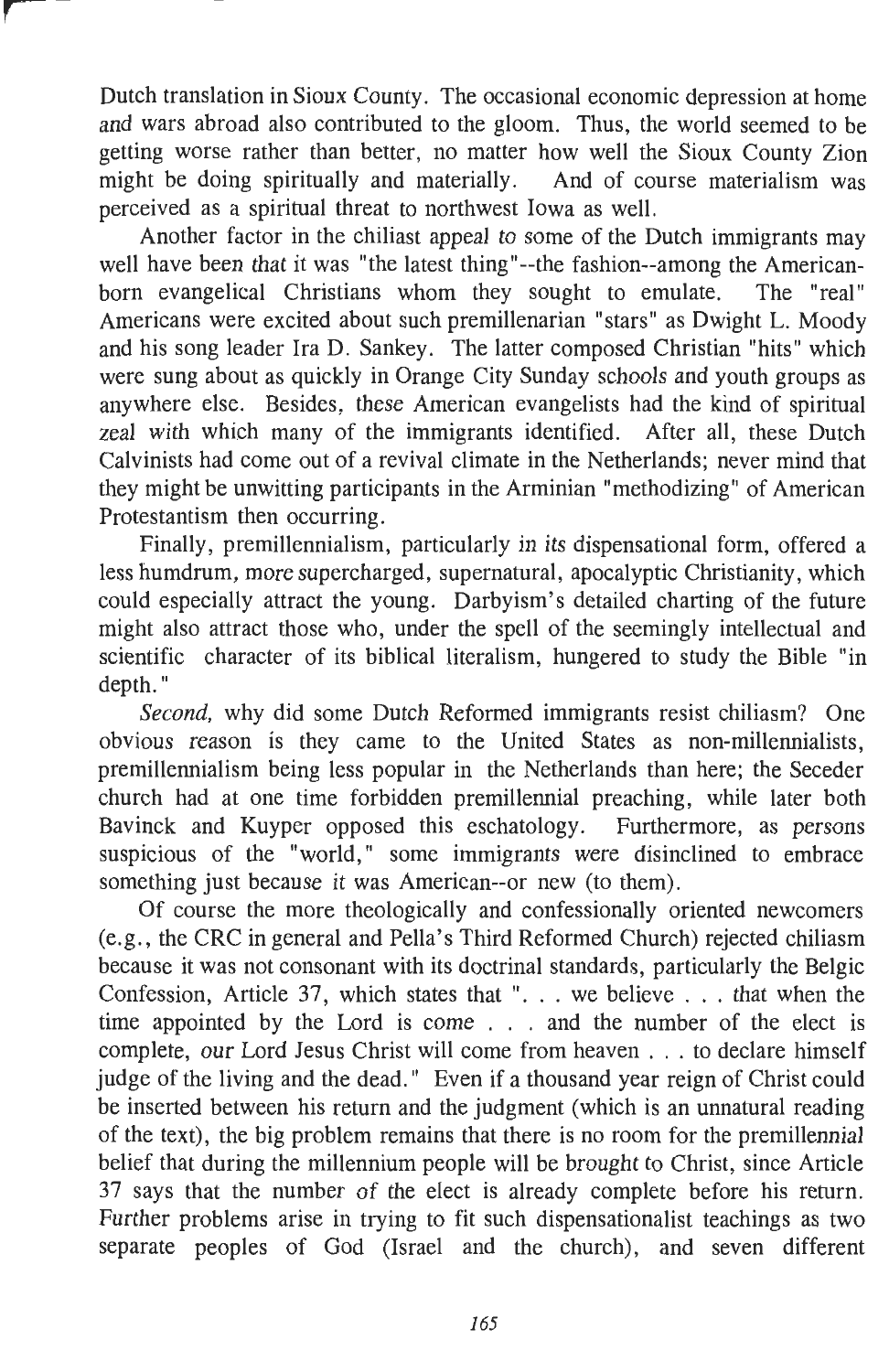Dutch translation in Sioux County. The occasional economic depression at home and wars abroad also contributed to the gloom. Thus, the world seemed to be getting worse rather than better, no matter how well the Sioux County Zion might be doing spiritually and materially. And of course materialism was perceived as a spiritual threat to northwest Iowa as well.

Another factor in the chiliast appeal to some of the Dutch immigrants may well have been that it was "the latest thing"--the fashion--among the American-born evangelical Christians whom they sought to emulate. The "real" Americans were excited about such premillenarian "stars" as Dwight L. Moody and his song leader Ira D. Sankey. The latter composed Christian "hits" which were sung about as quickly in Orange City Sunday schools and youth groups as anywhere else. Besides, these American evangelists had the kind of spiritual zeal with which many of the immigrants identified. After all, these Dutch Calvinists had come out of a revival climate in the Netherlands; never mind that they might be unwitting participants in the Arminian "methodizing" of American Protestantism then occurring.

Finally, premillennialism, particularly in its dispensational form, offered a less humdrum, more supercharged, supernatural, apocalyptic Christianity, which could especially attract the young. Darbyism's detailed charting of the future might also attract those who, under the spell of the seemingly intellectual and scientific character of its biblical literalism, hungered to study the Bible "in depth."

*Second*, why did some Dutch Reformed immigrants resist chiliasm? One obvious reason is they came to the United States as non-millennialists, premillennialism being less popular in the Netherlands than here; the Seceder church had at one time forbidden premillennial preaching, while later both Bavinck and Kuyper opposed this eschatology. Furthermore, as persons suspicious of the "world," some immigrants were disinclined to embrace something just because it was American--or new (to them).

Of course the more theologically and confessionally oriented newcomers (e.g., the CRC in general and Pella's Third Reformed Church) rejected chiliasm because it was not consonant with its doctrinal standards, particularly the Belgic Confession, Article 37, which states that ". . . we believe . . . that when the time appointed by the Lord is come . . . and the number of the elect is complete, our Lord Jesus Christ will come from heaven . . . to declare himself judge of the living and the dead." Even if a thousand year reign of Christ could be inserted between his return and the judgment (which is an unnatural reading of the text), the big problem remains that there is no room for the premillennial belief that during the millennium people will be brought to Christ, since Article 37 says that the number of the elect is already complete before his return. Further problems arise in trying to fit such dispensationalist teachings as two separate peoples of God (Israel and the church), and seven different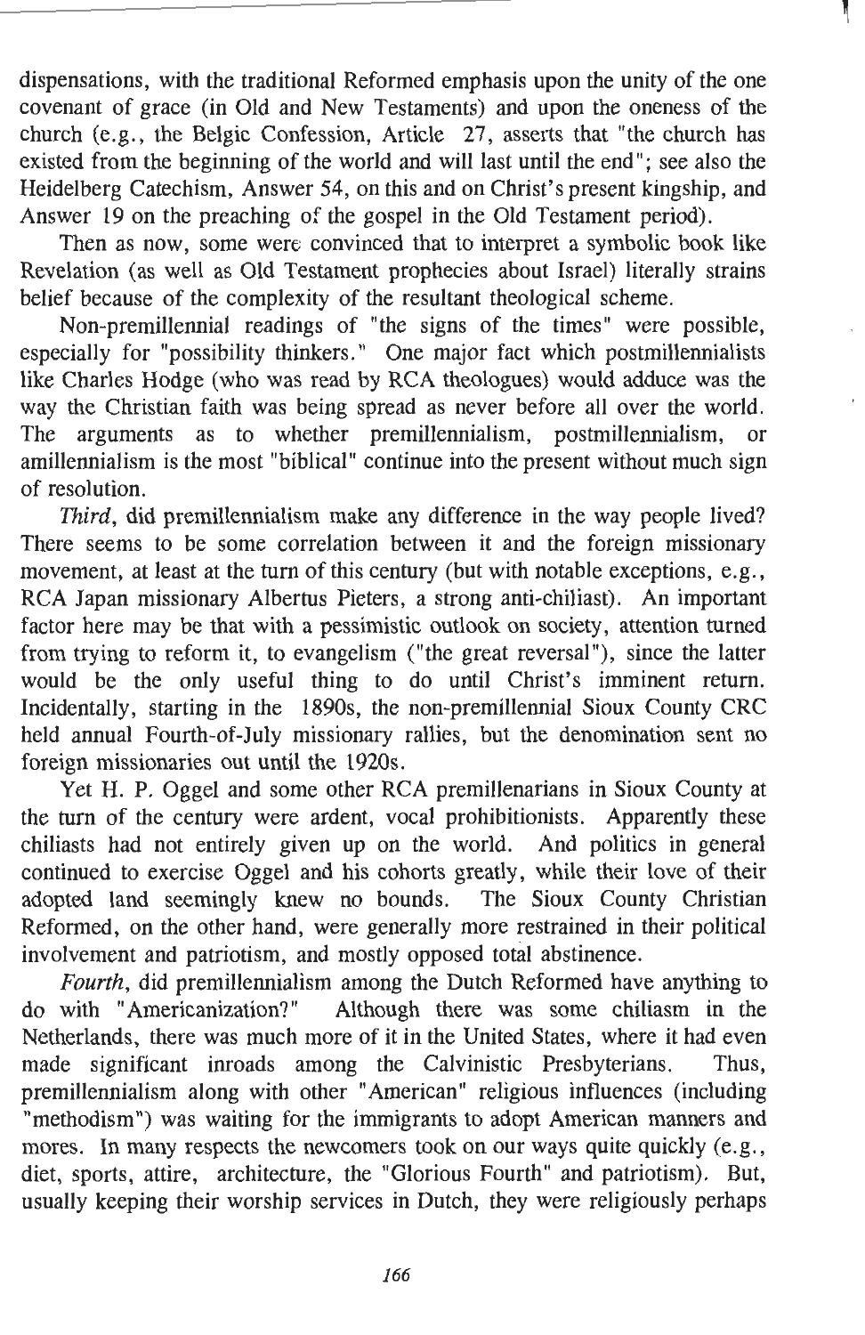dispensations, with the traditional Reformed emphasis upon the unity of the one covenant of grace (in Old and New Testaments) and upon the oneness of the church (e.g., the Belgic Confession, Article 27, asserts that "the church has existed from the beginning of the world and will last until the end"; see also the Heidelberg Catechism, Answer 54, on this and on Christ's present kingship, and Answer 19 on the preaching of the gospel in the Old Testament period).

Then as now, some were convinced that to interpret a symbolic book like Revelation (as well as Old Testament prophecies about Israel) literally strains belief because of the complexity of the resultant theological scheme.

Non-premillennial readings of "the signs of the times" were possible, especially for "possibility thinkers." One major fact which postmillennialists like Charles Hodge (who was read by RCA theologues) would adduce was the way the Christian faith was being spread as never before all over the world. The arguments as to whether premillennialism, postmillennialism, or amillennialism is the most "biblical" continue into the present without much sign of resolution.

*Third*, did premillennialism make any difference in the way people lived? There seems to be some correlation between it and the foreign missionary movement, at least at the turn of this century (but with notable exceptions, e.g., RCA Japan missionary Albertus Pieters, a strong anti-chiliast). An important factor here may be that with a pessimistic outlook on society, attention turned from trying to reform it, to evangelism ("the great reversal"), since the latter would be the only useful thing to do until Christ's imminent return. Incidentally, starting in the 1890s, the non-premillennial Sioux County CRC held annual Fourth-of-July missionary rallies, but the denomination sent no foreign missionaries out until the 1920s.

Yet H. P. Oggel and some other RCA premillenarians in Sioux County at the turn of the century were ardent, vocal prohibitionists. Apparently these chiliasts had not entirely given up on the world. And politics in general continued to exercise Oggel and his cohorts greatly, while their love of their adopted land seemingly knew no bounds. The Sioux County Christian Reformed, on the other hand, were generally more restrained in their political involvement and patriotism, and mostly opposed total abstinence.

*Fourth*, did premillennialism among the Dutch Reformed have anything to do with "Americanization?" Although there was some chiliasm in the Netherlands, there was much more of it in the United States, where it had even made significant inroads among the Calvinistic Presbyterians. Thus, premillennialism along with other "American" religious influences (including "methodism") was waiting for the immigrants to adopt American manners and mores. In many respects the newcomers took on our ways quite quickly (e.g., diet, sports, attire, architecture, the "Glorious Fourth" and patriotism). But, usually keeping their worship services in Dutch, they were religiously perhaps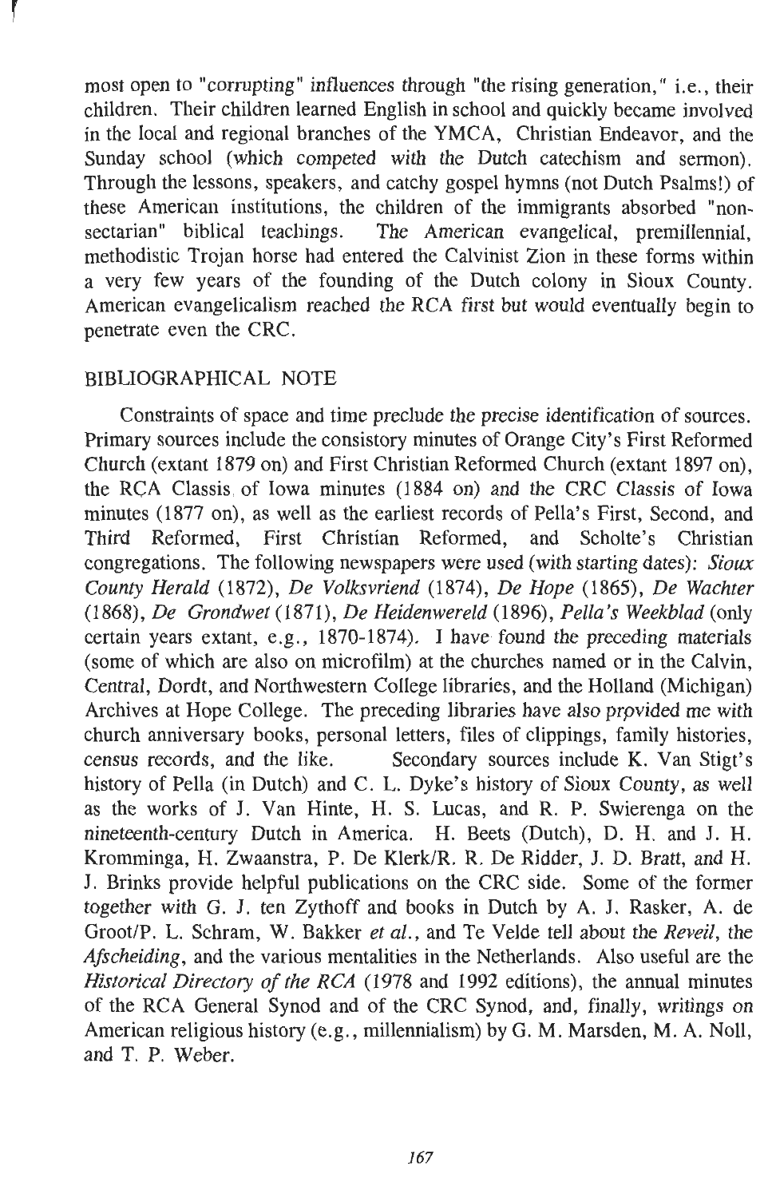most open to "corrupting" influences through "the rising generation," i.e., their children. Their children learned English in school and quickly became involved in the local and regional branches of the YMCA, Christian Endeavor, and the Sunday school (which competed with the Dutch catechism and sermon). Through the lessons, speakers, and catchy gospel hymns (not Dutch Psalms!) of these American institutions, the children of the immigrants absorbed "non-sectarian" biblical teachings. The American evangelical, premillennial, methodistic Trojan horse had entered the Calvinist Zion in these forms within a very few years of the founding of the Dutch colony in Sioux County. American evangelicalism reached the RCA first but would eventually begin to penetrate even the CRC.

## BIBLIOGRAPHICAL NOTE

Constraints of space and time preclude the precise identification of sources. Primary sources include the consistory minutes of Orange City's First Reformed Church (extant 1879 on) and First Christian Reformed Church (extant 1897 on), the RCA Classis of Iowa minutes (1884 on) and the CRC Classis of Iowa minutes (1877 on), as well as the earliest records of Pella's First, Second, and Third Reformed, First Christian Reformed, and Scholte's Christian congregations. The following newspapers were used (with starting dates): *Sioux County Herald* (1872), *De Volksvriend* (1874), *De Hope* (1865), *De Wachter* (1868), *De Grondwet* (1871), *De Heidenwereld* (1896), *Pella's Weekblad* (only certain years extant, e.g., 1870-1874). I have found the preceding materials (some of which are also on microfilm) at the churches named or in the Calvin, Central, Dordt, and Northwestern College libraries, and the Holland (Michigan) Archives at Hope College. The preceding libraries have also provided me with church anniversary books, personal letters, files of clippings, family histories, census records, and the like. Secondary sources include K. Van Stigt's history of Pella (in Dutch) and C. L. Dyke's history of Sioux County, as well as the works of J. Van Hinte, H. S. Lucas, and R. P. Swierenga on the nineteenth-century Dutch in America. H. Beets (Dutch), D. H. and J. H. Kromminga, H. Zwaanstra, P. De Klerk/R. R. De Ridder, J. D. Bratt, and H. J. Brinks provide helpful publications on the CRC side. Some of the former together with G. J. ten Zythoff and books in Dutch by A. J. Rasker, A. de Groot/P. L. Schram, W. Bakker *et al.*, and Te Velde tell about the *Reveil*, the *Afscheiding*, and the various mentalities in the Netherlands. Also useful are the *Historical Directory of the RCA* (1978 and 1992 editions), the annual minutes of the RCA General Synod and of the CRC Synod, and, finally, writings on American religious history (e.g., millennialism) by G. M. Marsden, M. A. Noll, and T. P. Weber.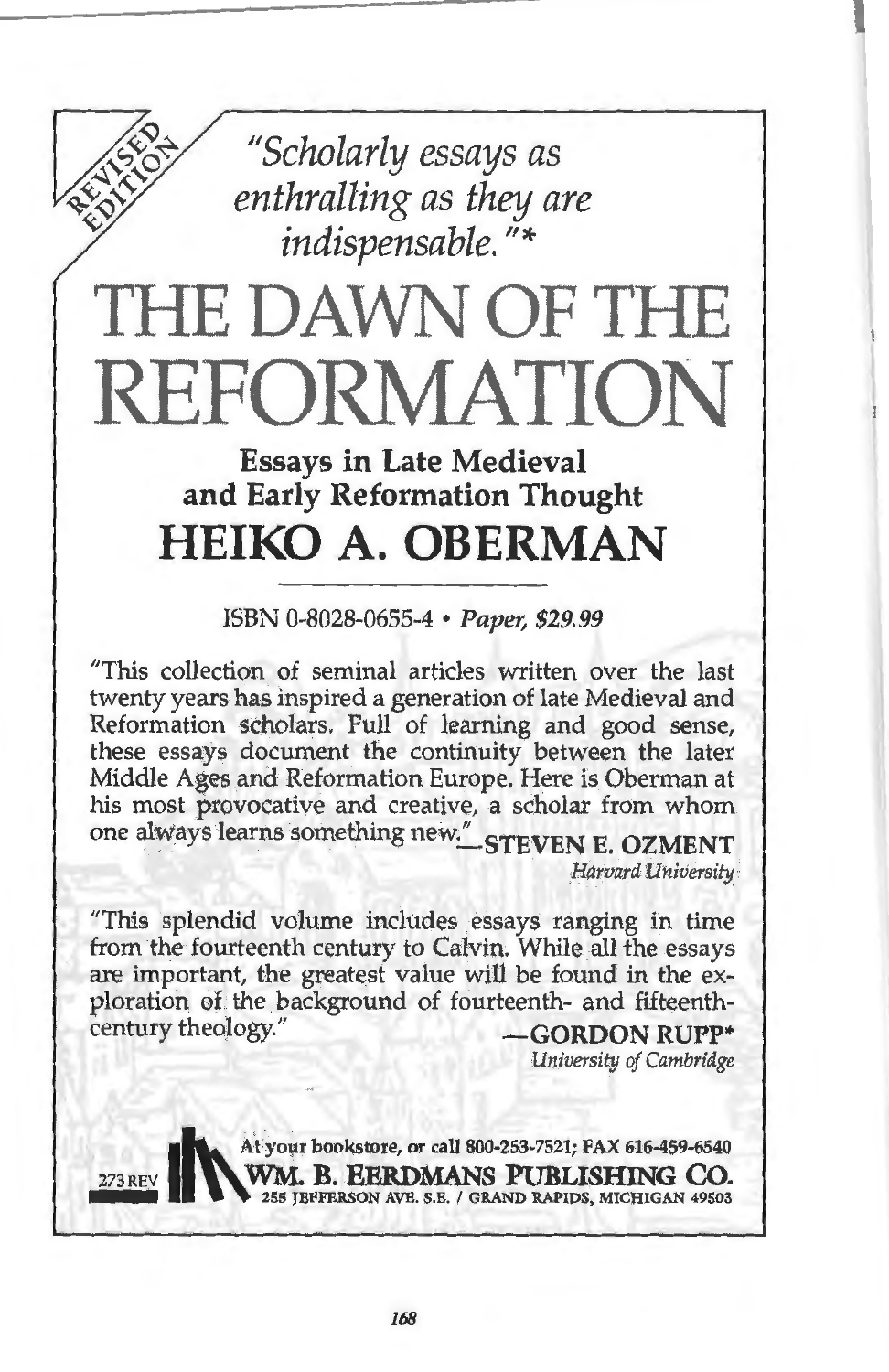REVISED EDITION

*"Scholarly essays as enthralling as they are indispensable."**

# THE DAWN OF THE REFORMATION

## Essays in Late Medieval and Early Reformation Thought

## HEIKO A. OBERMAN

ISBN 0-8028-0655-4 • *Paper, $29.99*

"This collection of seminal articles written over the last twenty years has inspired a generation of late Medieval and Reformation scholars. Full of learning and good sense, these essays document the continuity between the later Middle Ages and Reformation Europe. Here is Oberman at his most provocative and creative, a scholar from whom one always learns something new." —**STEVEN E. OZMENT**
*Harvard University*

"This splendid volume includes essays ranging in time from the fourteenth century to Calvin. While all the essays are important, the greatest value will be found in the exploration of the background of fourteenth- and fifteenth-century theology." —**GORDON RUPP***
*University of Cambridge*

273 REV

**At your bookstore, or call 800-253-7521; FAX 616-459-6540**
**WM. B. EERDMANS PUBLISHING CO.**
**255 JEFFERSON AVE. S.E. / GRAND RAPIDS, MICHIGAN 49503**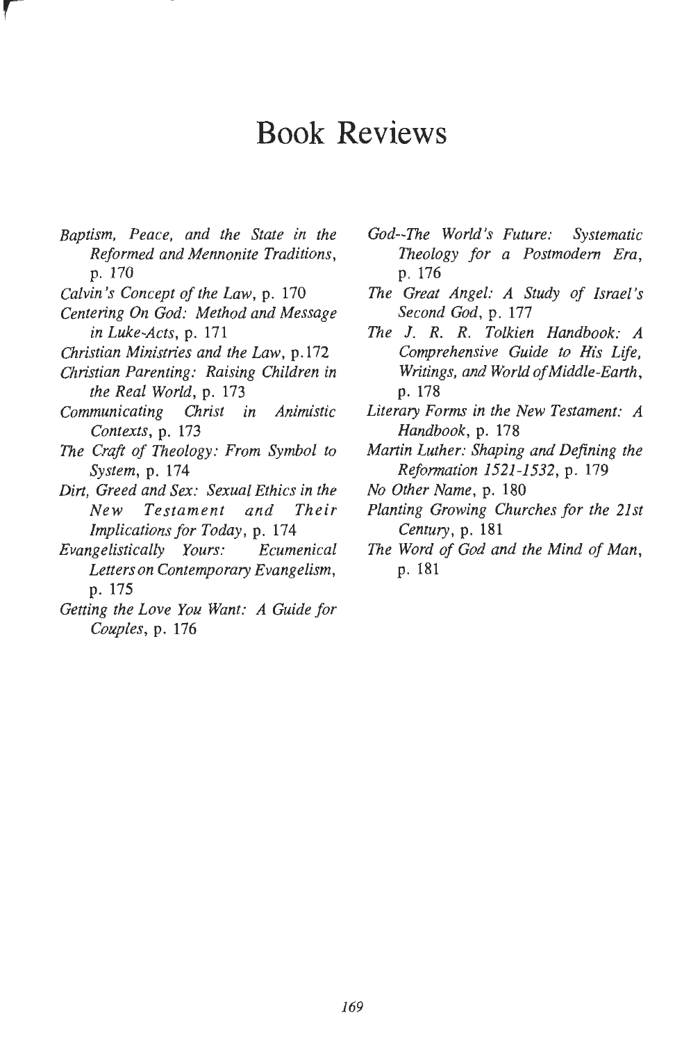# Book Reviews

- *Baptism, Peace, and the State in the Reformed and Mennonite Traditions*, p. 170
- *Calvin's Concept of the Law*, p. 170
- *Centering On God: Method and Message in Luke-Acts*, p. 171
- *Christian Ministries and the Law*, p.172
- *Christian Parenting: Raising Children in the Real World*, p. 173
- *Communicating Christ in Animistic Contexts*, p. 173
- *The Craft of Theology: From Symbol to System*, p. 174
- *Dirt, Greed and Sex: Sexual Ethics in the New Testament and Their Implications for Today*, p. 174
- *Evangelistically Yours: Ecumenical Letters on Contemporary Evangelism*, p. 175
- *Getting the Love You Want: A Guide for Couples*, p. 176
- *God--The World's Future: Systematic Theology for a Postmodern Era*, p. 176
- *The Great Angel: A Study of Israel's Second God*, p. 177
- *The J. R. R. Tolkien Handbook: A Comprehensive Guide to His Life, Writings, and World of Middle-Earth*, p. 178
- *Literary Forms in the New Testament: A Handbook*, p. 178
- *Martin Luther: Shaping and Defining the Reformation 1521-1532*, p. 179
- *No Other Name*, p. 180
- *Planting Growing Churches for the 21st Century*, p. 181
- *The Word of God and the Mind of Man*, p. 181